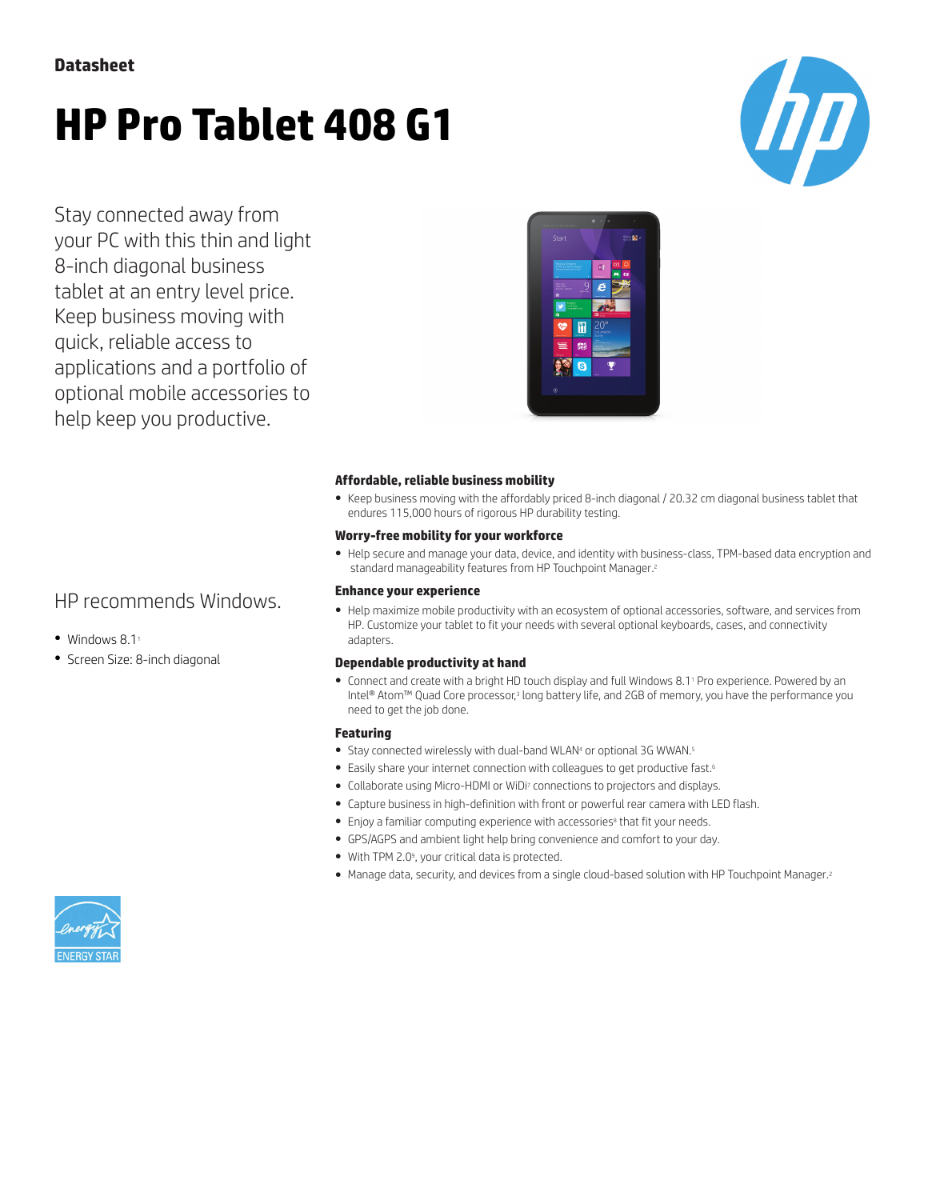Datasheet

# HP Pro Tablet 408 G1

Stay connected away from your PC with this thin and light 8-inch diagonal business tablet at an entry level price. Keep business moving with quick, reliable access to applications and a portfolio of optional mobile accessories to help keep you productive.

HP recommends Windows.

- Windows 8.1[1]
- Screen Size: 8-inch diagonal

### Affordable, reliable business mobility

- Keep business moving with the affordably priced 8-inch diagonal / 20.32 cm diagonal business tablet that endures 115,000 hours of rigorous HP durability testing.

### Worry-free mobility for your workforce

- Help secure and manage your data, device, and identity with business-class, TPM-based data encryption and standard manageability features from HP Touchpoint Manager.[2]

### Enhance your experience

- Help maximize mobile productivity with an ecosystem of optional accessories, software, and services from HP. Customize your tablet to fit your needs with several optional keyboards, cases, and connectivity adapters.

### Dependable productivity at hand

- Connect and create with a bright HD touch display and full Windows 8.1[1] Pro experience. Powered by an Intel® Atom™ Quad Core processor,[3] long battery life, and 2GB of memory, you have the performance you need to get the job done.

### Featuring

- Stay connected wirelessly with dual-band WLAN[4] or optional 3G WWAN.[5]
- Easily share your internet connection with colleagues to get productive fast.[6]
- Collaborate using Micro-HDMI or WiDi[7] connections to projectors and displays.
- Capture business in high-definition with front or powerful rear camera with LED flash.
- Enjoy a familiar computing experience with accessories[8] that fit your needs.
- GPS/AGPS and ambient light help bring convenience and comfort to your day.
- With TPM 2.0[9], your critical data is protected.
- Manage data, security, and devices from a single cloud-based solution with HP Touchpoint Manager.[2]

ENERGY STAR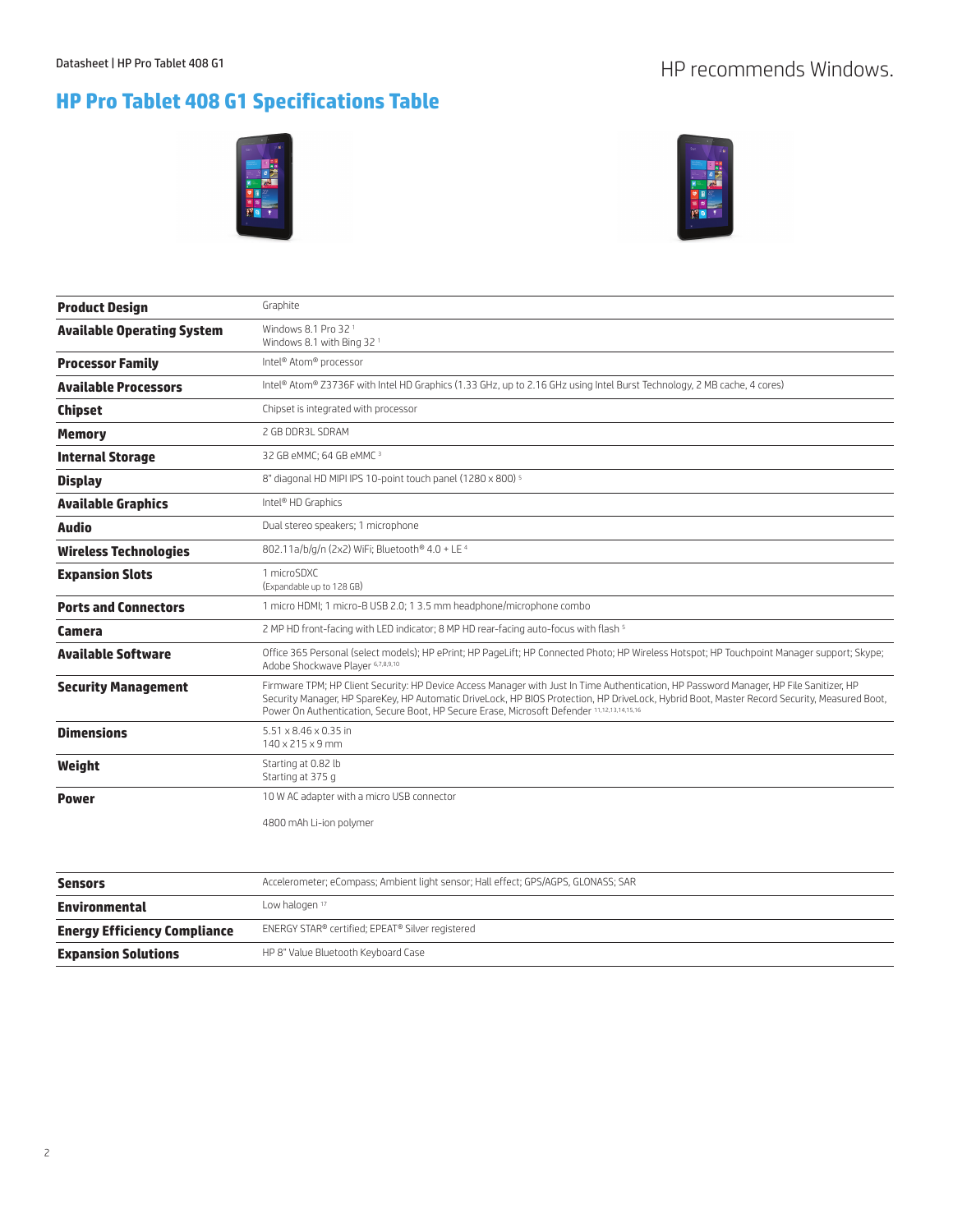HP recommends Windows.

# HP Pro Tablet 408 G1 Specifications Table

| | |
|---|---|
| **Product Design** | Graphite |
| **Available Operating System** | Windows 8.1 Pro 32 [1]<br>Windows 8.1 with Bing 32 [1] |
| **Processor Family** | Intel® Atom® processor |
| **Available Processors** | Intel® Atom® Z3736F with Intel HD Graphics (1.33 GHz, up to 2.16 GHz using Intel Burst Technology, 2 MB cache, 4 cores) |
| **Chipset** | Chipset is integrated with processor |
| **Memory** | 2 GB DDR3L SDRAM |
| **Internal Storage** | 32 GB eMMC; 64 GB eMMC [3] |
| **Display** | 8" diagonal HD MIPI IPS 10-point touch panel (1280 x 800) [5] |
| **Available Graphics** | Intel® HD Graphics |
| **Audio** | Dual stereo speakers; 1 microphone |
| **Wireless Technologies** | 802.11a/b/g/n (2x2) WiFi; Bluetooth® 4.0 + LE [4] |
| **Expansion Slots** | 1 microSDXC<br>(Expandable up to 128 GB) |
| **Ports and Connectors** | 1 micro HDMI; 1 micro-B USB 2.0; 1 3.5 mm headphone/microphone combo |
| **Camera** | 2 MP HD front-facing with LED indicator; 8 MP HD rear-facing auto-focus with flash [5] |
| **Available Software** | Office 365 Personal (select models); HP ePrint; HP PageLift; HP Connected Photo; HP Wireless Hotspot; HP Touchpoint Manager support; Skype; Adobe Shockwave Player [6,7,8,9,10] |
| **Security Management** | Firmware TPM; HP Client Security: HP Device Access Manager with Just In Time Authentication, HP Password Manager, HP File Sanitizer, HP Security Manager, HP SpareKey, HP Automatic DriveLock, HP BIOS Protection, HP DriveLock, Hybrid Boot, Master Record Security, Measured Boot, Power On Authentication, Secure Boot, HP Secure Erase, Microsoft Defender [11,12,13,14,15,16] |
| **Dimensions** | 5.51 x 8.46 x 0.35 in<br>140 x 215 x 9 mm |
| **Weight** | Starting at 0.82 lb<br>Starting at 375 g |
| **Power** | 10 W AC adapter with a micro USB connector<br><br>4800 mAh Li-ion polymer |
| **Sensors** | Accelerometer; eCompass; Ambient light sensor; Hall effect; GPS/AGPS, GLONASS; SAR |
| **Environmental** | Low halogen [17] |
| **Energy Efficiency Compliance** | ENERGY STAR® certified; EPEAT® Silver registered |
| **Expansion Solutions** | HP 8" Value Bluetooth Keyboard Case |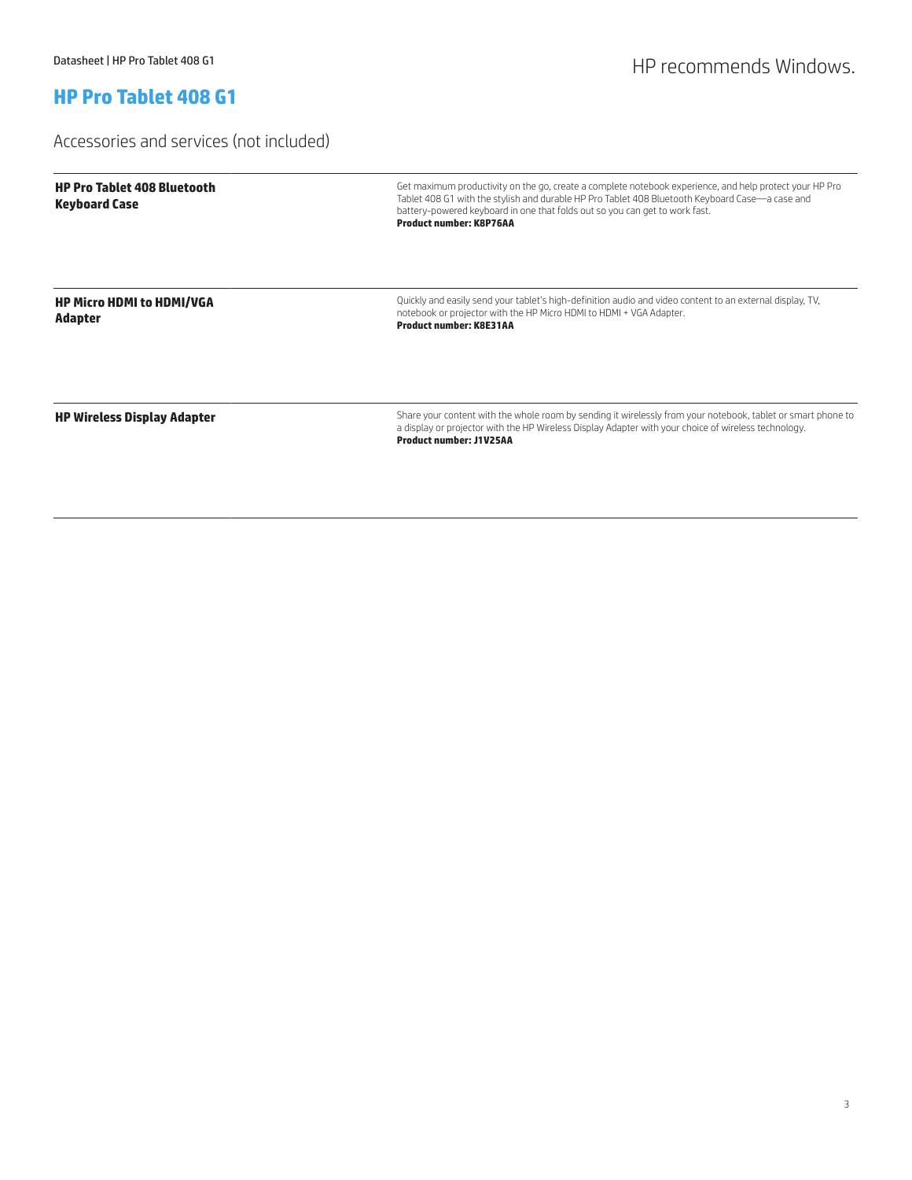# HP Pro Tablet 408 G1

## Accessories and services (not included)

| | |
|---|---|
| **HP Pro Tablet 408 Bluetooth Keyboard Case** | Get maximum productivity on the go, create a complete notebook experience, and help protect your HP Pro Tablet 408 G1 with the stylish and durable HP Pro Tablet 408 Bluetooth Keyboard Case—a case and battery-powered keyboard in one that folds out so you can get to work fast.<br>**Product number: K8P76AA** |
| **HP Micro HDMI to HDMI/VGA Adapter** | Quickly and easily send your tablet's high-definition audio and video content to an external display, TV, notebook or projector with the HP Micro HDMI to HDMI + VGA Adapter.<br>**Product number: K8E31AA** |
| **HP Wireless Display Adapter** | Share your content with the whole room by sending it wirelessly from your notebook, tablet or smart phone to a display or projector with the HP Wireless Display Adapter with your choice of wireless technology.<br>**Product number: J1V25AA** |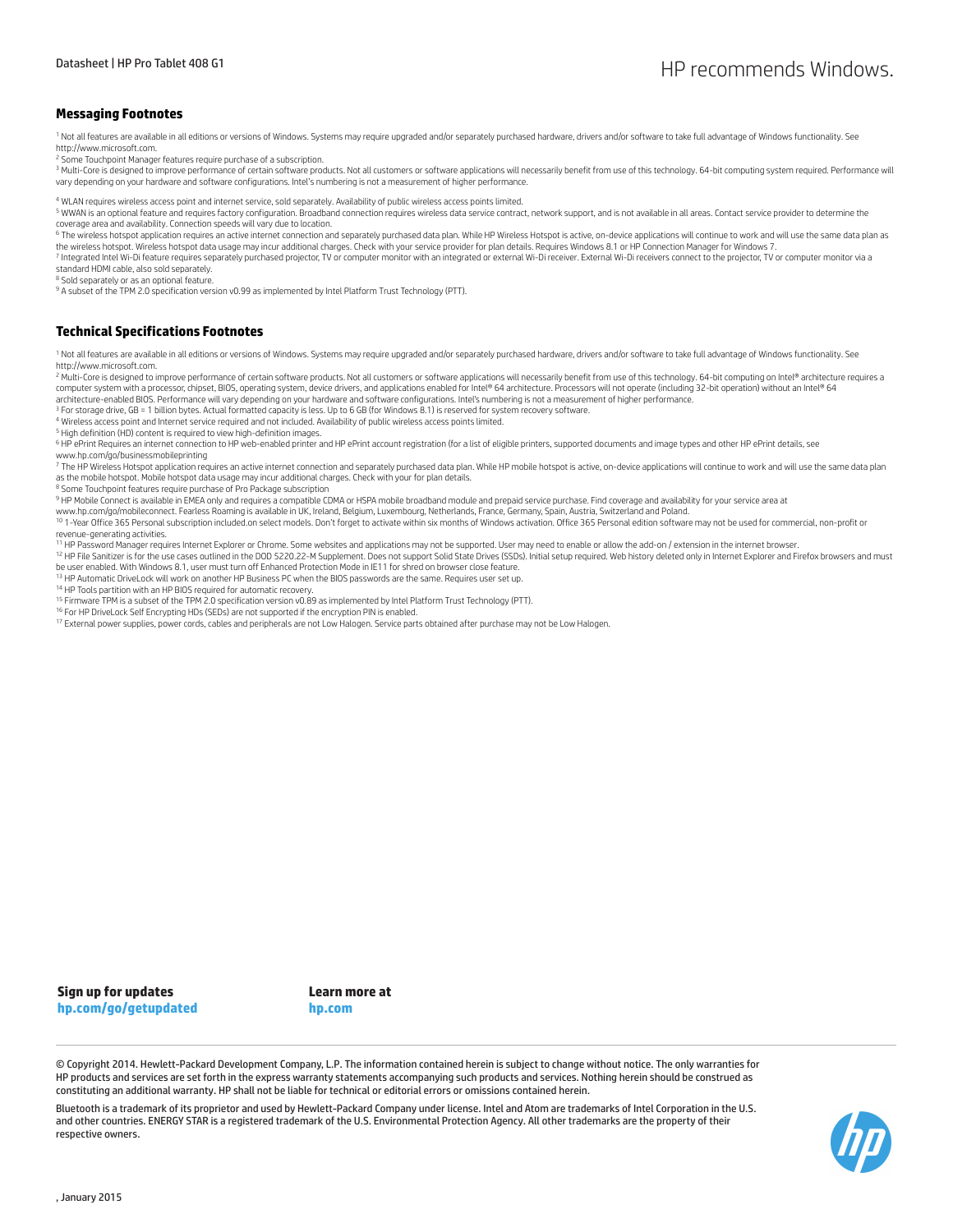## Messaging Footnotes

[1] Not all features are available in all editions or versions of Windows. Systems may require upgraded and/or separately purchased hardware, drivers and/or software to take full advantage of Windows functionality. See http://www.microsoft.com.

[2] Some Touchpoint Manager features require purchase of a subscription.

[3] Multi-Core is designed to improve performance of certain software products. Not all customers or software applications will necessarily benefit from use of this technology. 64-bit computing system required. Performance will vary depending on your hardware and software configurations. Intel's numbering is not a measurement of higher performance.

[4] WLAN requires wireless access point and internet service, sold separately. Availability of public wireless access points limited.

[5] WWAN is an optional feature and requires factory configuration. Broadband connection requires wireless data service contract, network support, and is not available in all areas. Contact service provider to determine the coverage area and availability. Connection speeds will vary due to location.

[6] The wireless hotspot application requires an active internet connection and separately purchased data plan. While HP Wireless Hotspot is active, on-device applications will continue to work and will use the same data plan as the wireless hotspot. Wireless hotspot data usage may incur additional charges. Check with your service provider for plan details. Requires Windows 8.1 or HP Connection Manager for Windows 7.

[7] Integrated Intel Wi-Di feature requires separately purchased projector, TV or computer monitor with an integrated or external Wi-Di receiver. External Wi-Di receivers connect to the projector, TV or computer monitor via a standard HDMI cable, also sold separately.

[8] Sold separately or as an optional feature.

[9] A subset of the TPM 2.0 specification version v0.99 as implemented by Intel Platform Trust Technology (PTT).

## Technical Specifications Footnotes

[1] Not all features are available in all editions or versions of Windows. Systems may require upgraded and/or separately purchased hardware, drivers and/or software to take full advantage of Windows functionality. See http://www.microsoft.com.

[2] Multi-Core is designed to improve performance of certain software products. Not all customers or software applications will necessarily benefit from use of this technology. 64-bit computing on Intel® architecture requires a computer system with a processor, chipset, BIOS, operating system, device drivers, and applications enabled for Intel® 64 architecture. Processors will not operate (including 32-bit operation) without an Intel® 64 architecture-enabled BIOS. Performance will vary depending on your hardware and software configurations. Intel's numbering is not a measurement of higher performance.

[3] For storage drive, GB = 1 billion bytes. Actual formatted capacity is less. Up to 6 GB (for Windows 8.1) is reserved for system recovery software.

[4] Wireless access point and Internet service required and not included. Availability of public wireless access points limited.

[5] High definition (HD) content is required to view high-definition images.

[6] HP ePrint Requires an internet connection to HP web-enabled printer and HP ePrint account registration (for a list of eligible printers, supported documents and image types and other HP ePrint details, see www.hp.com/go/businessmobileprinting

[7] The HP Wireless Hotspot application requires an active internet connection and separately purchased data plan. While HP mobile hotspot is active, on-device applications will continue to work and will use the same data plan as the mobile hotspot. Mobile hotspot data usage may incur additional charges. Check with your for plan details.

[8] Some Touchpoint features require purchase of Pro Package subscription

[9] HP Mobile Connect is available in EMEA only and requires a compatible CDMA or HSPA mobile broadband module and prepaid service purchase. Find coverage and availability for your service area at www.hp.com/go/mobileconnect. Fearless Roaming is available in UK, Ireland, Belgium, Luxembourg, Netherlands, France, Germany, Spain, Austria, Switzerland and Poland.

[10] 1-Year Office 365 Personal subscription included.on select models. Don't forget to activate within six months of Windows activation. Office 365 Personal edition software may not be used for commercial, non-profit or revenue-generating activities.

[11] HP Password Manager requires Internet Explorer or Chrome. Some websites and applications may not be supported. User may need to enable or allow the add-on / extension in the internet browser.

[12] HP File Sanitizer is for the use cases outlined in the DOD 5220.22-M Supplement. Does not support Solid State Drives (SSDs). Initial setup required. Web history deleted only in Internet Explorer and Firefox browsers and must be user enabled. With Windows 8.1, user must turn off Enhanced Protection Mode in IE11 for shred on browser close feature.

[13] HP Automatic DriveLock will work on another HP Business PC when the BIOS passwords are the same. Requires user set up.

[14] HP Tools partition with an HP BIOS required for automatic recovery.

[15] Firmware TPM is a subset of the TPM 2.0 specification version v0.89 as implemented by Intel Platform Trust Technology (PTT).

[16] For HP DriveLock Self Encrypting HDs (SEDs) are not supported if the encryption PIN is enabled.

[17] External power supplies, power cords, cables and peripherals are not Low Halogen. Service parts obtained after purchase may not be Low Halogen.

**Sign up for updates**
**hp.com/go/getupdated**

**Learn more at**
**hp.com**

© Copyright 2014. Hewlett-Packard Development Company, L.P. The information contained herein is subject to change without notice. The only warranties for HP products and services are set forth in the express warranty statements accompanying such products and services. Nothing herein should be construed as constituting an additional warranty. HP shall not be liable for technical or editorial errors or omissions contained herein.

Bluetooth is a trademark of its proprietor and used by Hewlett-Packard Company under license. Intel and Atom are trademarks of Intel Corporation in the U.S. and other countries. ENERGY STAR is a registered trademark of the U.S. Environmental Protection Agency. All other trademarks are the property of their respective owners.

, January 2015